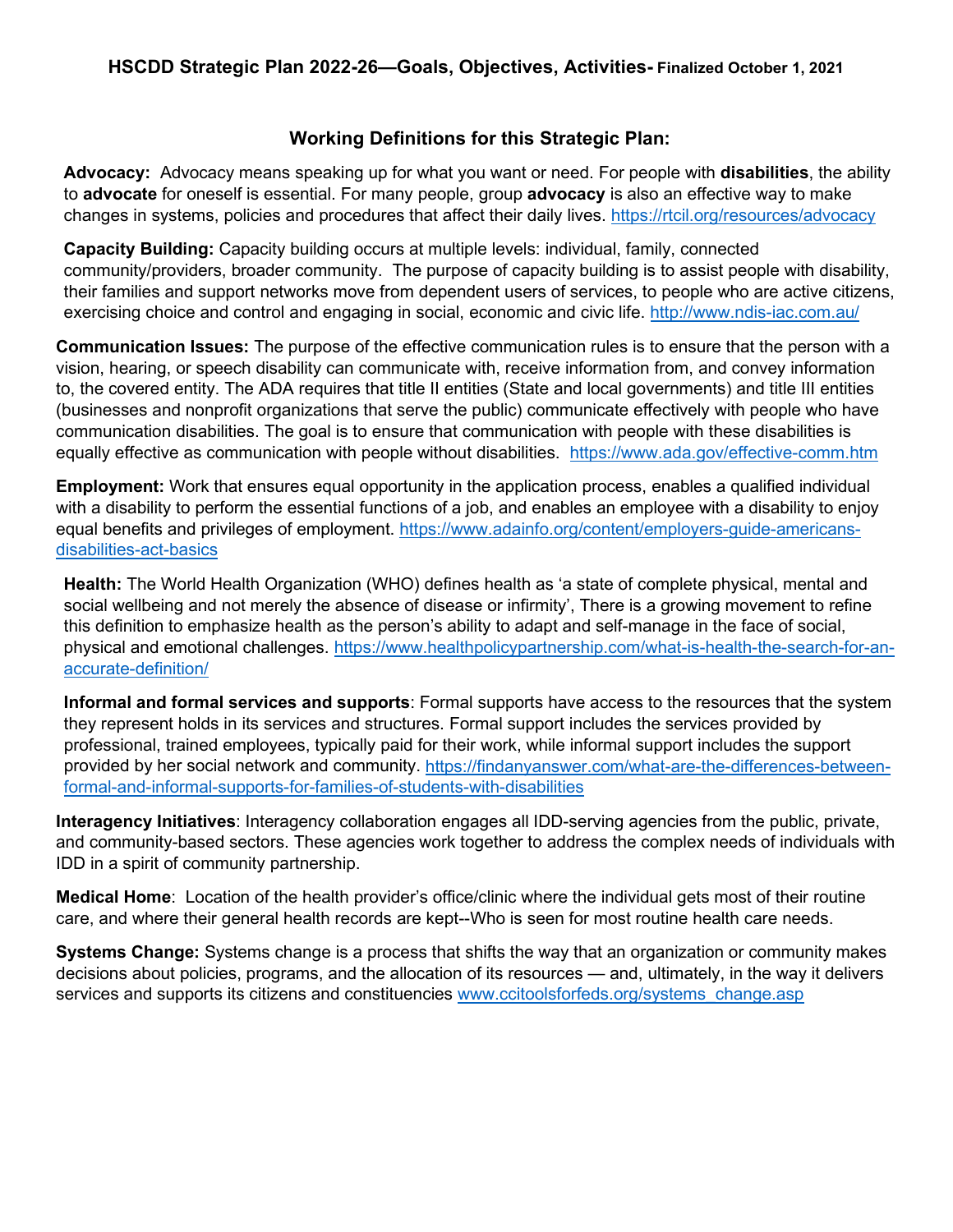# HSCDD Strategic Plan 2022-26—Goals, Objectives, Activities- Finalized October 1, 2021

## Working Definitions for this Strategic Plan:

**Advocacy:** Advocacy means speaking up for what you want or need. For people with **disabilities**, the ability to **advocate** for oneself is essential. For many people, group **advocacy** is also an effective way to make changes in systems, policies and procedures that affect their daily lives. https://rtcil.org/resources/advocacy

**Capacity Building:** Capacity building occurs at multiple levels: individual, family, connected community/providers, broader community. The purpose of capacity building is to assist people with disability, their families and support networks move from dependent users of services, to people who are active citizens, exercising choice and control and engaging in social, economic and civic life. http://www.ndis-iac.com.au/

**Communication Issues:** The purpose of the effective communication rules is to ensure that the person with a vision, hearing, or speech disability can communicate with, receive information from, and convey information to, the covered entity. The ADA requires that title II entities (State and local governments) and title III entities (businesses and nonprofit organizations that serve the public) communicate effectively with people who have communication disabilities. The goal is to ensure that communication with people with these disabilities is equally effective as communication with people without disabilities. https://www.ada.gov/effective-comm.htm

**Employment:** Work that ensures equal opportunity in the application process, enables a qualified individual with a disability to perform the essential functions of a job, and enables an employee with a disability to enjoy equal benefits and privileges of employment. https://www.adainfo.org/content/employers-guide-americans-disabilities-act-basics

**Health:** The World Health Organization (WHO) defines health as 'a state of complete physical, mental and social wellbeing and not merely the absence of disease or infirmity', There is a growing movement to refine this definition to emphasize health as the person's ability to adapt and self-manage in the face of social, physical and emotional challenges. https://www.healthpolicypartnership.com/what-is-health-the-search-for-an-accurate-definition/

**Informal and formal services and supports**: Formal supports have access to the resources that the system they represent holds in its services and structures. Formal support includes the services provided by professional, trained employees, typically paid for their work, while informal support includes the support provided by her social network and community. https://findanyanswer.com/what-are-the-differences-between-formal-and-informal-supports-for-families-of-students-with-disabilities

**Interagency Initiatives**: Interagency collaboration engages all IDD-serving agencies from the public, private, and community-based sectors. These agencies work together to address the complex needs of individuals with IDD in a spirit of community partnership.

**Medical Home**: Location of the health provider's office/clinic where the individual gets most of their routine care, and where their general health records are kept--Who is seen for most routine health care needs.

**Systems Change:** Systems change is a process that shifts the way that an organization or community makes decisions about policies, programs, and the allocation of its resources — and, ultimately, in the way it delivers services and supports its citizens and constituencies www.ccitoolsforfeds.org/systems_change.asp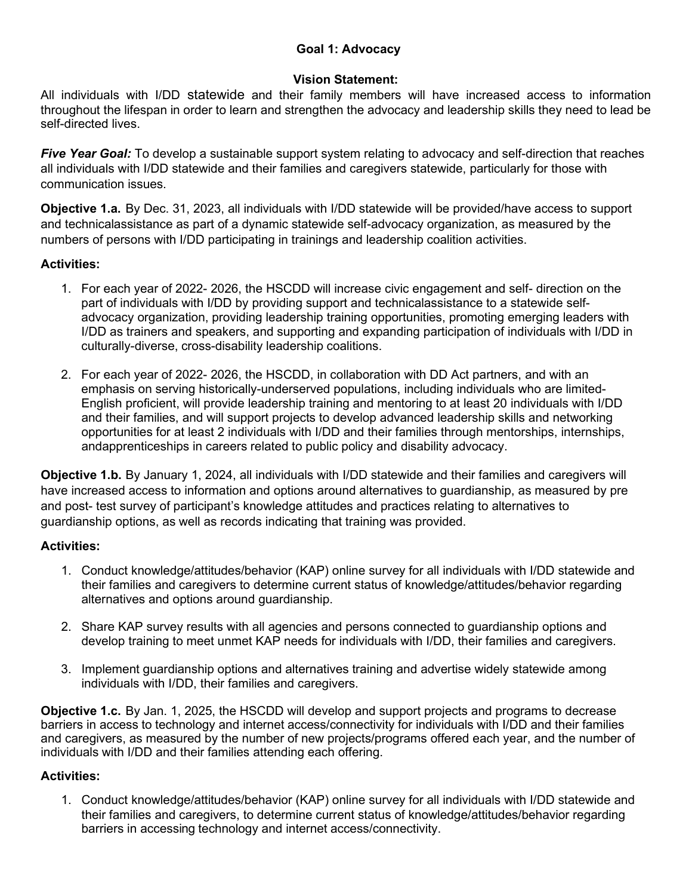## Goal 1: Advocacy

### Vision Statement:

All individuals with I/DD statewide and their family members will have increased access to information throughout the lifespan in order to learn and strengthen the advocacy and leadership skills they need to lead be self-directed lives.

***Five Year Goal:*** To develop a sustainable support system relating to advocacy and self-direction that reaches all individuals with I/DD statewide and their families and caregivers statewide, particularly for those with communication issues.

**Objective 1.a.** By Dec. 31, 2023, all individuals with I/DD statewide will be provided/have access to support and technicalassistance as part of a dynamic statewide self-advocacy organization, as measured by the numbers of persons with I/DD participating in trainings and leadership coalition activities.

**Activities:**

1. For each year of 2022- 2026, the HSCDD will increase civic engagement and self- direction on the part of individuals with I/DD by providing support and technicalassistance to a statewide self-advocacy organization, providing leadership training opportunities, promoting emerging leaders with I/DD as trainers and speakers, and supporting and expanding participation of individuals with I/DD in culturally-diverse, cross-disability leadership coalitions.

2. For each year of 2022- 2026, the HSCDD, in collaboration with DD Act partners, and with an emphasis on serving historically-underserved populations, including individuals who are limited-English proficient, will provide leadership training and mentoring to at least 20 individuals with I/DD and their families, and will support projects to develop advanced leadership skills and networking opportunities for at least 2 individuals with I/DD and their families through mentorships, internships, andapprenticeships in careers related to public policy and disability advocacy.

**Objective 1.b.** By January 1, 2024, all individuals with I/DD statewide and their families and caregivers will have increased access to information and options around alternatives to guardianship, as measured by pre and post- test survey of participant's knowledge attitudes and practices relating to alternatives to guardianship options, as well as records indicating that training was provided.

**Activities:**

1. Conduct knowledge/attitudes/behavior (KAP) online survey for all individuals with I/DD statewide and their families and caregivers to determine current status of knowledge/attitudes/behavior regarding alternatives and options around guardianship.

2. Share KAP survey results with all agencies and persons connected to guardianship options and develop training to meet unmet KAP needs for individuals with I/DD, their families and caregivers.

3. Implement guardianship options and alternatives training and advertise widely statewide among individuals with I/DD, their families and caregivers.

**Objective 1.c.** By Jan. 1, 2025, the HSCDD will develop and support projects and programs to decrease barriers in access to technology and internet access/connectivity for individuals with I/DD and their families and caregivers, as measured by the number of new projects/programs offered each year, and the number of individuals with I/DD and their families attending each offering.

**Activities:**

1. Conduct knowledge/attitudes/behavior (KAP) online survey for all individuals with I/DD statewide and their families and caregivers, to determine current status of knowledge/attitudes/behavior regarding barriers in accessing technology and internet access/connectivity.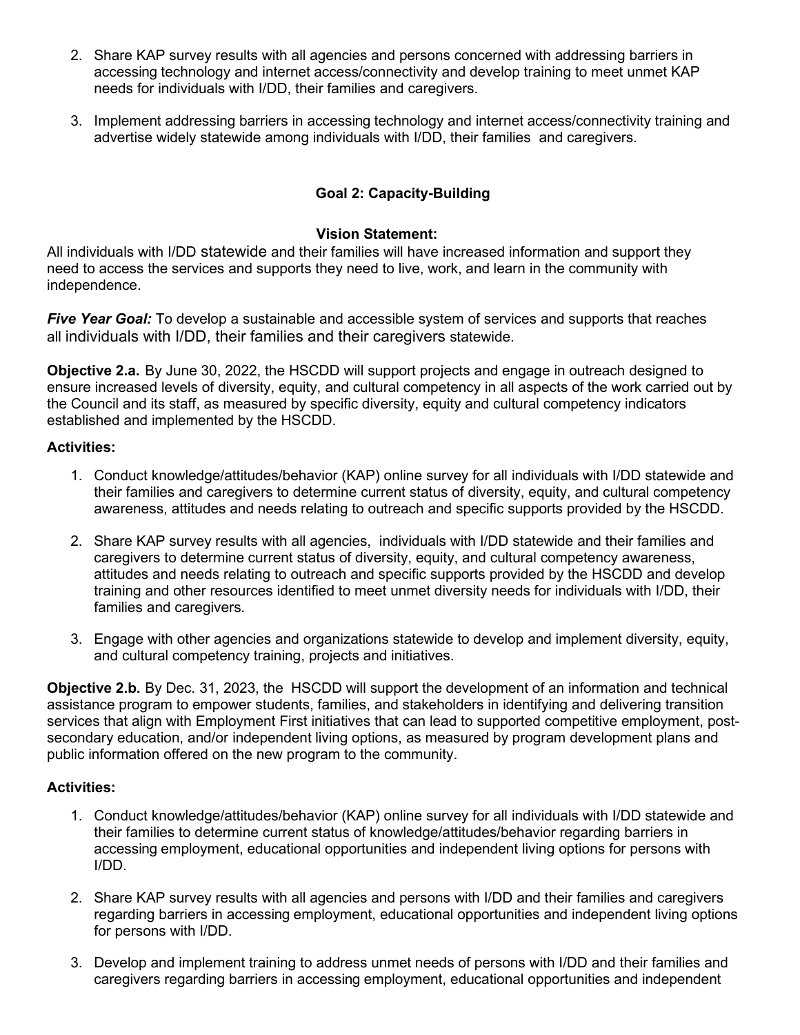2. Share KAP survey results with all agencies and persons concerned with addressing barriers in accessing technology and internet access/connectivity and develop training to meet unmet KAP needs for individuals with I/DD, their families and caregivers.

3. Implement addressing barriers in accessing technology and internet access/connectivity training and advertise widely statewide among individuals with I/DD, their families and caregivers.

## Goal 2: Capacity-Building

**Vision Statement:**

All individuals with I/DD statewide and their families will have increased information and support they need to access the services and supports they need to live, work, and learn in the community with independence.

***Five Year Goal:*** To develop a sustainable and accessible system of services and supports that reaches all individuals with I/DD, their families and their caregivers statewide.

**Objective 2.a.** By June 30, 2022, the HSCDD will support projects and engage in outreach designed to ensure increased levels of diversity, equity, and cultural competency in all aspects of the work carried out by the Council and its staff, as measured by specific diversity, equity and cultural competency indicators established and implemented by the HSCDD.

**Activities:**

1. Conduct knowledge/attitudes/behavior (KAP) online survey for all individuals with I/DD statewide and their families and caregivers to determine current status of diversity, equity, and cultural competency awareness, attitudes and needs relating to outreach and specific supports provided by the HSCDD.

2. Share KAP survey results with all agencies, individuals with I/DD statewide and their families and caregivers to determine current status of diversity, equity, and cultural competency awareness, attitudes and needs relating to outreach and specific supports provided by the HSCDD and develop training and other resources identified to meet unmet diversity needs for individuals with I/DD, their families and caregivers.

3. Engage with other agencies and organizations statewide to develop and implement diversity, equity, and cultural competency training, projects and initiatives.

**Objective 2.b.** By Dec. 31, 2023, the HSCDD will support the development of an information and technical assistance program to empower students, families, and stakeholders in identifying and delivering transition services that align with Employment First initiatives that can lead to supported competitive employment, post-secondary education, and/or independent living options, as measured by program development plans and public information offered on the new program to the community.

**Activities:**

1. Conduct knowledge/attitudes/behavior (KAP) online survey for all individuals with I/DD statewide and their families to determine current status of knowledge/attitudes/behavior regarding barriers in accessing employment, educational opportunities and independent living options for persons with I/DD.

2. Share KAP survey results with all agencies and persons with I/DD and their families and caregivers regarding barriers in accessing employment, educational opportunities and independent living options for persons with I/DD.

3. Develop and implement training to address unmet needs of persons with I/DD and their families and caregivers regarding barriers in accessing employment, educational opportunities and independent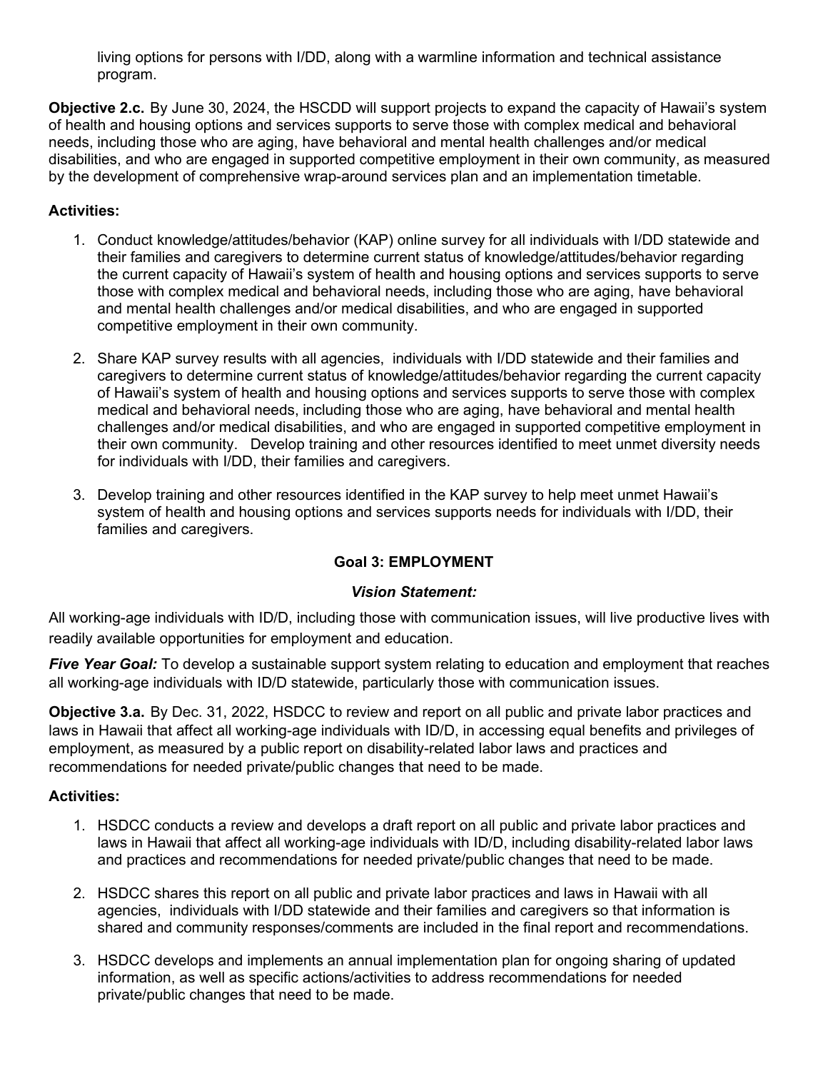living options for persons with I/DD, along with a warmline information and technical assistance program.

**Objective 2.c.** By June 30, 2024, the HSCDD will support projects to expand the capacity of Hawaii's system of health and housing options and services supports to serve those with complex medical and behavioral needs, including those who are aging, have behavioral and mental health challenges and/or medical disabilities, and who are engaged in supported competitive employment in their own community, as measured by the development of comprehensive wrap-around services plan and an implementation timetable.

**Activities:**

1. Conduct knowledge/attitudes/behavior (KAP) online survey for all individuals with I/DD statewide and their families and caregivers to determine current status of knowledge/attitudes/behavior regarding the current capacity of Hawaii's system of health and housing options and services supports to serve those with complex medical and behavioral needs, including those who are aging, have behavioral and mental health challenges and/or medical disabilities, and who are engaged in supported competitive employment in their own community.

2. Share KAP survey results with all agencies, individuals with I/DD statewide and their families and caregivers to determine current status of knowledge/attitudes/behavior regarding the current capacity of Hawaii's system of health and housing options and services supports to serve those with complex medical and behavioral needs, including those who are aging, have behavioral and mental health challenges and/or medical disabilities, and who are engaged in supported competitive employment in their own community. Develop training and other resources identified to meet unmet diversity needs for individuals with I/DD, their families and caregivers.

3. Develop training and other resources identified in the KAP survey to help meet unmet Hawaii's system of health and housing options and services supports needs for individuals with I/DD, their families and caregivers.

## Goal 3: EMPLOYMENT

### *Vision Statement:*

All working-age individuals with ID/D, including those with communication issues, will live productive lives with readily available opportunities for employment and education.

***Five Year Goal:*** To develop a sustainable support system relating to education and employment that reaches all working-age individuals with ID/D statewide, particularly those with communication issues.

**Objective 3.a.** By Dec. 31, 2022, HSDCC to review and report on all public and private labor practices and laws in Hawaii that affect all working-age individuals with ID/D, in accessing equal benefits and privileges of employment, as measured by a public report on disability-related labor laws and practices and recommendations for needed private/public changes that need to be made.

**Activities:**

1. HSDCC conducts a review and develops a draft report on all public and private labor practices and laws in Hawaii that affect all working-age individuals with ID/D, including disability-related labor laws and practices and recommendations for needed private/public changes that need to be made.

2. HSDCC shares this report on all public and private labor practices and laws in Hawaii with all agencies, individuals with I/DD statewide and their families and caregivers so that information is shared and community responses/comments are included in the final report and recommendations.

3. HSDCC develops and implements an annual implementation plan for ongoing sharing of updated information, as well as specific actions/activities to address recommendations for needed private/public changes that need to be made.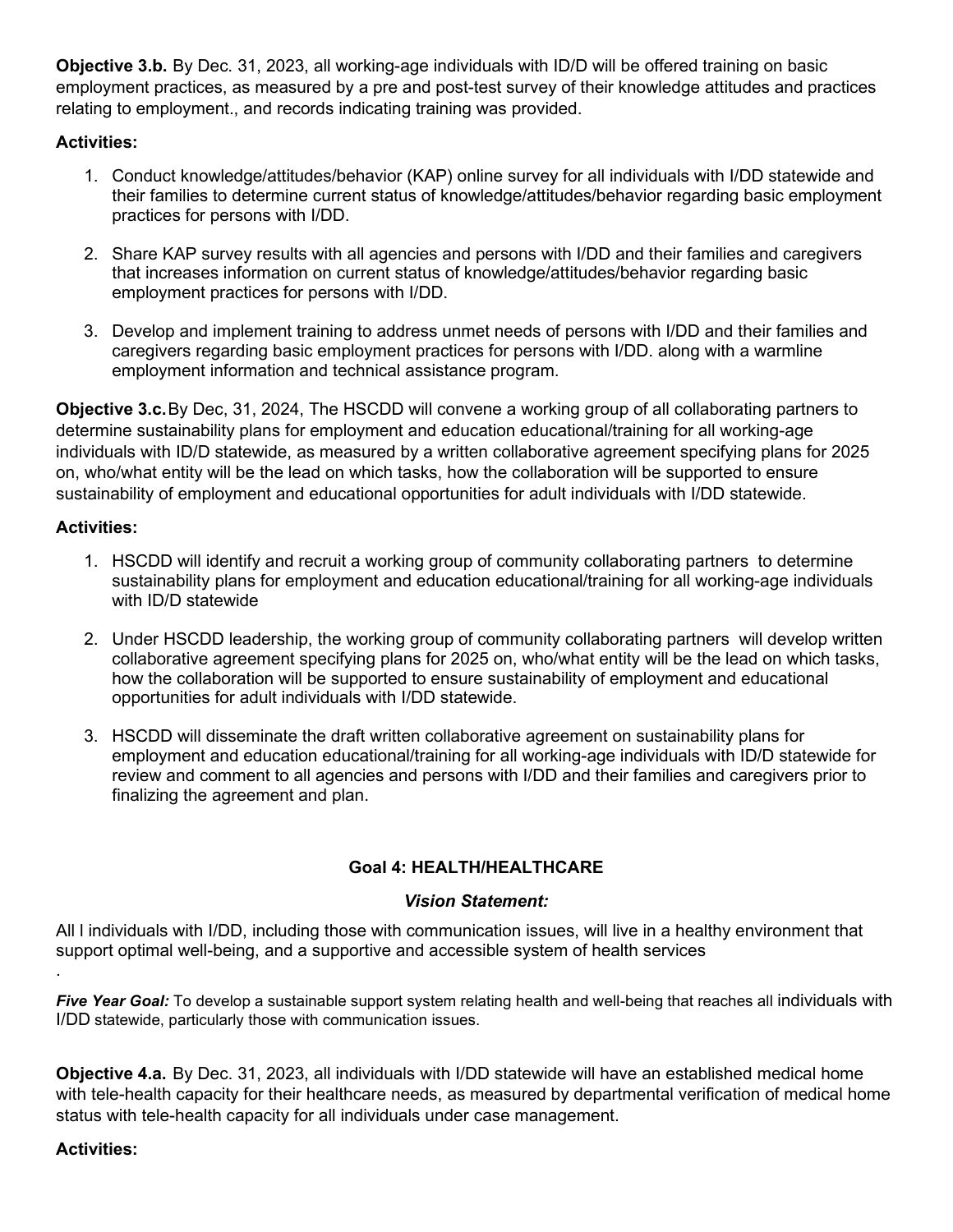**Objective 3.b.** By Dec. 31, 2023, all working-age individuals with ID/D will be offered training on basic employment practices, as measured by a pre and post-test survey of their knowledge attitudes and practices relating to employment., and records indicating training was provided.

**Activities:**

1. Conduct knowledge/attitudes/behavior (KAP) online survey for all individuals with I/DD statewide and their families to determine current status of knowledge/attitudes/behavior regarding basic employment practices for persons with I/DD.

2. Share KAP survey results with all agencies and persons with I/DD and their families and caregivers that increases information on current status of knowledge/attitudes/behavior regarding basic employment practices for persons with I/DD.

3. Develop and implement training to address unmet needs of persons with I/DD and their families and caregivers regarding basic employment practices for persons with I/DD. along with a warmline employment information and technical assistance program.

**Objective 3.c.** By Dec, 31, 2024, The HSCDD will convene a working group of all collaborating partners to determine sustainability plans for employment and education educational/training for all working-age individuals with ID/D statewide, as measured by a written collaborative agreement specifying plans for 2025 on, who/what entity will be the lead on which tasks, how the collaboration will be supported to ensure sustainability of employment and educational opportunities for adult individuals with I/DD statewide.

**Activities:**

1. HSCDD will identify and recruit a working group of community collaborating partners to determine sustainability plans for employment and education educational/training for all working-age individuals with ID/D statewide

2. Under HSCDD leadership, the working group of community collaborating partners will develop written collaborative agreement specifying plans for 2025 on, who/what entity will be the lead on which tasks, how the collaboration will be supported to ensure sustainability of employment and educational opportunities for adult individuals with I/DD statewide.

3. HSCDD will disseminate the draft written collaborative agreement on sustainability plans for employment and education educational/training for all working-age individuals with ID/D statewide for review and comment to all agencies and persons with I/DD and their families and caregivers prior to finalizing the agreement and plan.

## Goal 4: HEALTH/HEALTHCARE

### *Vision Statement:*

All l individuals with I/DD, including those with communication issues, will live in a healthy environment that support optimal well-being, and a supportive and accessible system of health services

.

***Five Year Goal:*** To develop a sustainable support system relating health and well-being that reaches all individuals with I/DD statewide, particularly those with communication issues.

**Objective 4.a.** By Dec. 31, 2023, all individuals with I/DD statewide will have an established medical home with tele-health capacity for their healthcare needs, as measured by departmental verification of medical home status with tele-health capacity for all individuals under case management.

**Activities:**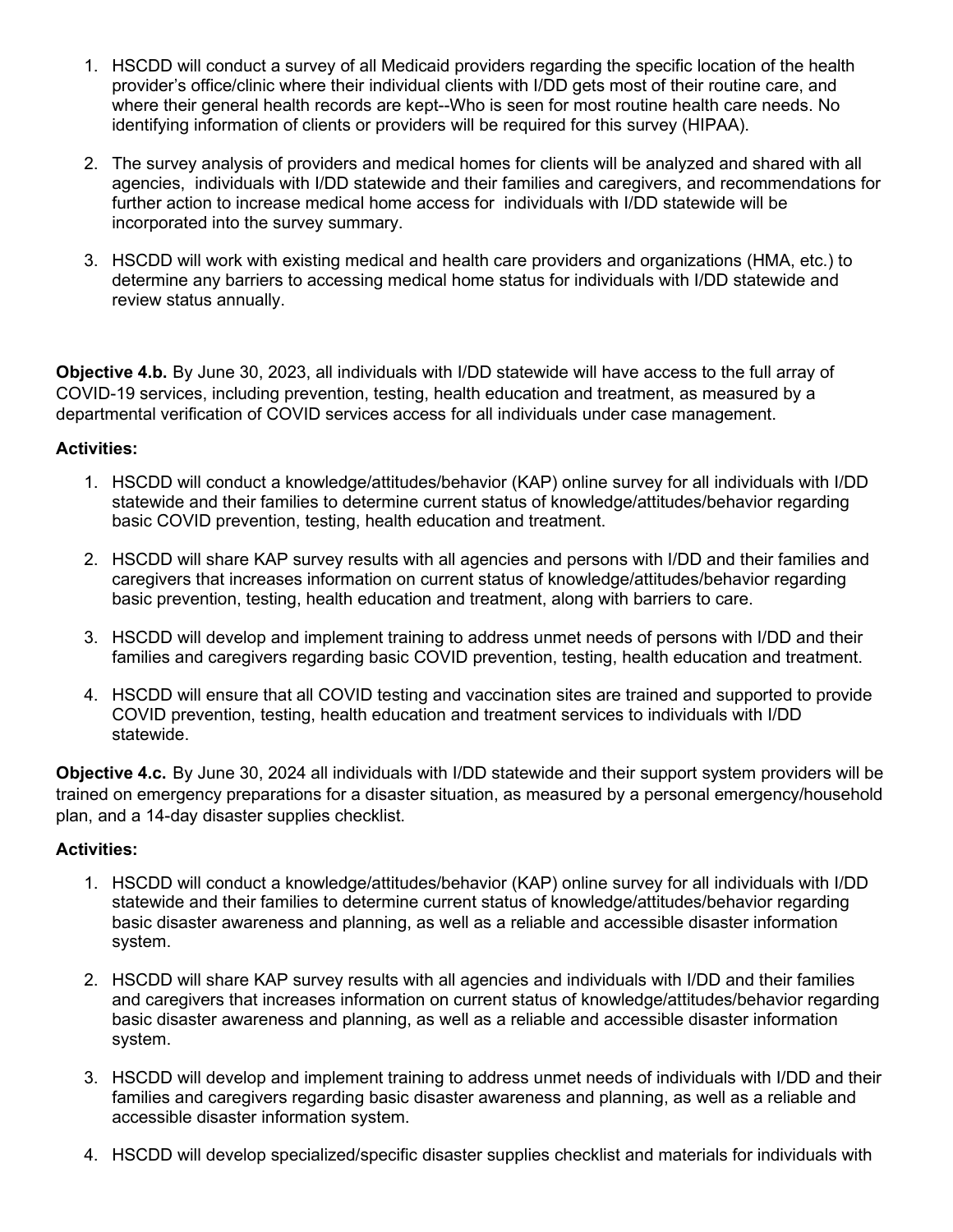1. HSCDD will conduct a survey of all Medicaid providers regarding the specific location of the health provider's office/clinic where their individual clients with I/DD gets most of their routine care, and where their general health records are kept--Who is seen for most routine health care needs. No identifying information of clients or providers will be required for this survey (HIPAA).

2. The survey analysis of providers and medical homes for clients will be analyzed and shared with all agencies, individuals with I/DD statewide and their families and caregivers, and recommendations for further action to increase medical home access for individuals with I/DD statewide will be incorporated into the survey summary.

3. HSCDD will work with existing medical and health care providers and organizations (HMA, etc.) to determine any barriers to accessing medical home status for individuals with I/DD statewide and review status annually.

**Objective 4.b.** By June 30, 2023, all individuals with I/DD statewide will have access to the full array of COVID-19 services, including prevention, testing, health education and treatment, as measured by a departmental verification of COVID services access for all individuals under case management.

**Activities:**

1. HSCDD will conduct a knowledge/attitudes/behavior (KAP) online survey for all individuals with I/DD statewide and their families to determine current status of knowledge/attitudes/behavior regarding basic COVID prevention, testing, health education and treatment.

2. HSCDD will share KAP survey results with all agencies and persons with I/DD and their families and caregivers that increases information on current status of knowledge/attitudes/behavior regarding basic prevention, testing, health education and treatment, along with barriers to care.

3. HSCDD will develop and implement training to address unmet needs of persons with I/DD and their families and caregivers regarding basic COVID prevention, testing, health education and treatment.

4. HSCDD will ensure that all COVID testing and vaccination sites are trained and supported to provide COVID prevention, testing, health education and treatment services to individuals with I/DD statewide.

**Objective 4.c.** By June 30, 2024 all individuals with I/DD statewide and their support system providers will be trained on emergency preparations for a disaster situation, as measured by a personal emergency/household plan, and a 14-day disaster supplies checklist.

**Activities:**

1. HSCDD will conduct a knowledge/attitudes/behavior (KAP) online survey for all individuals with I/DD statewide and their families to determine current status of knowledge/attitudes/behavior regarding basic disaster awareness and planning, as well as a reliable and accessible disaster information system.

2. HSCDD will share KAP survey results with all agencies and individuals with I/DD and their families and caregivers that increases information on current status of knowledge/attitudes/behavior regarding basic disaster awareness and planning, as well as a reliable and accessible disaster information system.

3. HSCDD will develop and implement training to address unmet needs of individuals with I/DD and their families and caregivers regarding basic disaster awareness and planning, as well as a reliable and accessible disaster information system.

4. HSCDD will develop specialized/specific disaster supplies checklist and materials for individuals with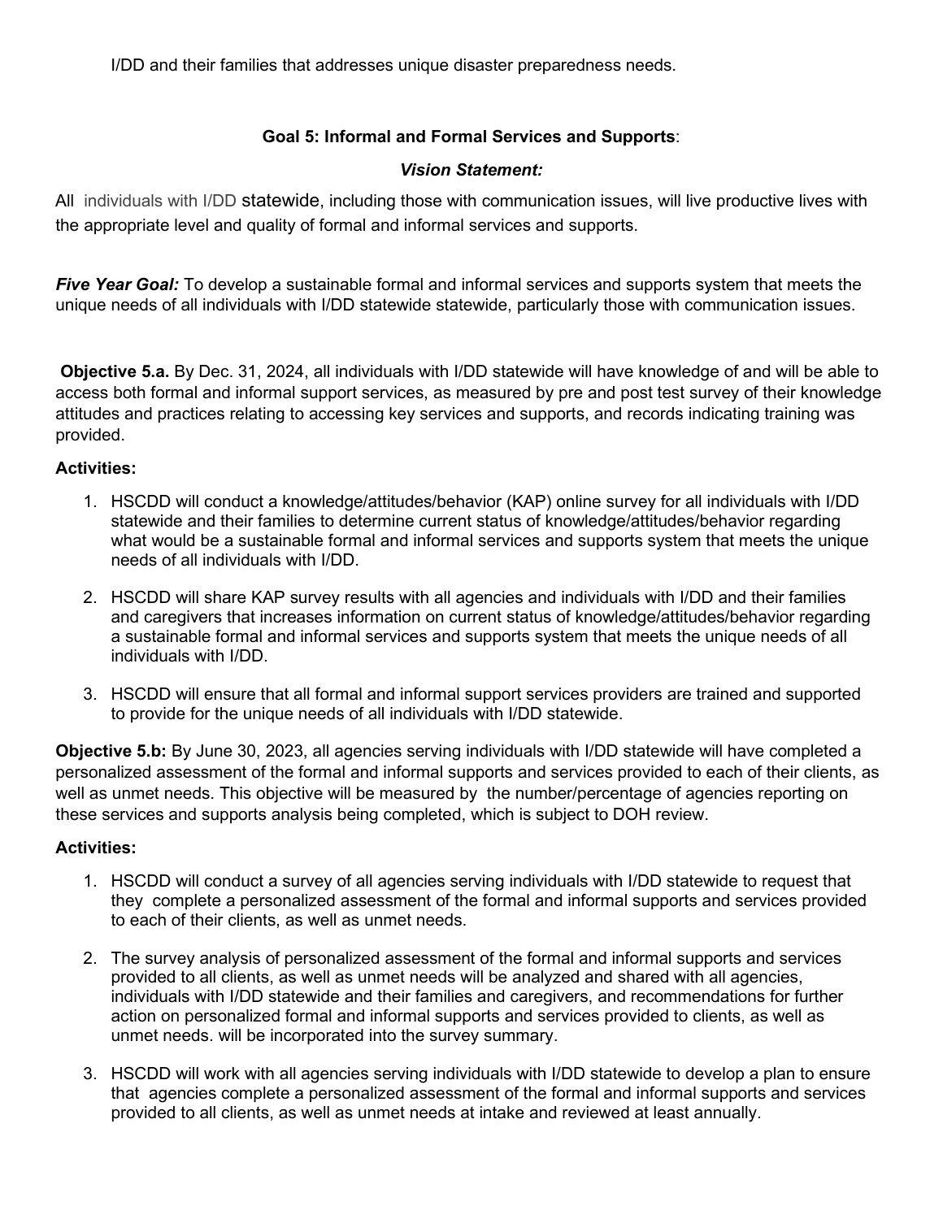I/DD and their families that addresses unique disaster preparedness needs.

**Goal 5: Informal and Formal Services and Supports**:

***Vision Statement:***

All individuals with I/DD statewide, including those with communication issues, will live productive lives with the appropriate level and quality of formal and informal services and supports.

***Five Year Goal:*** To develop a sustainable formal and informal services and supports system that meets the unique needs of all individuals with I/DD statewide statewide, particularly those with communication issues.

**Objective 5.a.** By Dec. 31, 2024, all individuals with I/DD statewide will have knowledge of and will be able to access both formal and informal support services, as measured by pre and post test survey of their knowledge attitudes and practices relating to accessing key services and supports, and records indicating training was provided.

**Activities:**

1. HSCDD will conduct a knowledge/attitudes/behavior (KAP) online survey for all individuals with I/DD statewide and their families to determine current status of knowledge/attitudes/behavior regarding what would be a sustainable formal and informal services and supports system that meets the unique needs of all individuals with I/DD.
2. HSCDD will share KAP survey results with all agencies and individuals with I/DD and their families and caregivers that increases information on current status of knowledge/attitudes/behavior regarding a sustainable formal and informal services and supports system that meets the unique needs of all individuals with I/DD.
3. HSCDD will ensure that all formal and informal support services providers are trained and supported to provide for the unique needs of all individuals with I/DD statewide.

**Objective 5.b:** By June 30, 2023, all agencies serving individuals with I/DD statewide will have completed a personalized assessment of the formal and informal supports and services provided to each of their clients, as well as unmet needs. This objective will be measured by the number/percentage of agencies reporting on these services and supports analysis being completed, which is subject to DOH review.

**Activities:**

1. HSCDD will conduct a survey of all agencies serving individuals with I/DD statewide to request that they complete a personalized assessment of the formal and informal supports and services provided to each of their clients, as well as unmet needs.
2. The survey analysis of personalized assessment of the formal and informal supports and services provided to all clients, as well as unmet needs will be analyzed and shared with all agencies, individuals with I/DD statewide and their families and caregivers, and recommendations for further action on personalized formal and informal supports and services provided to clients, as well as unmet needs. will be incorporated into the survey summary.
3. HSCDD will work with all agencies serving individuals with I/DD statewide to develop a plan to ensure that agencies complete a personalized assessment of the formal and informal supports and services provided to all clients, as well as unmet needs at intake and reviewed at least annually.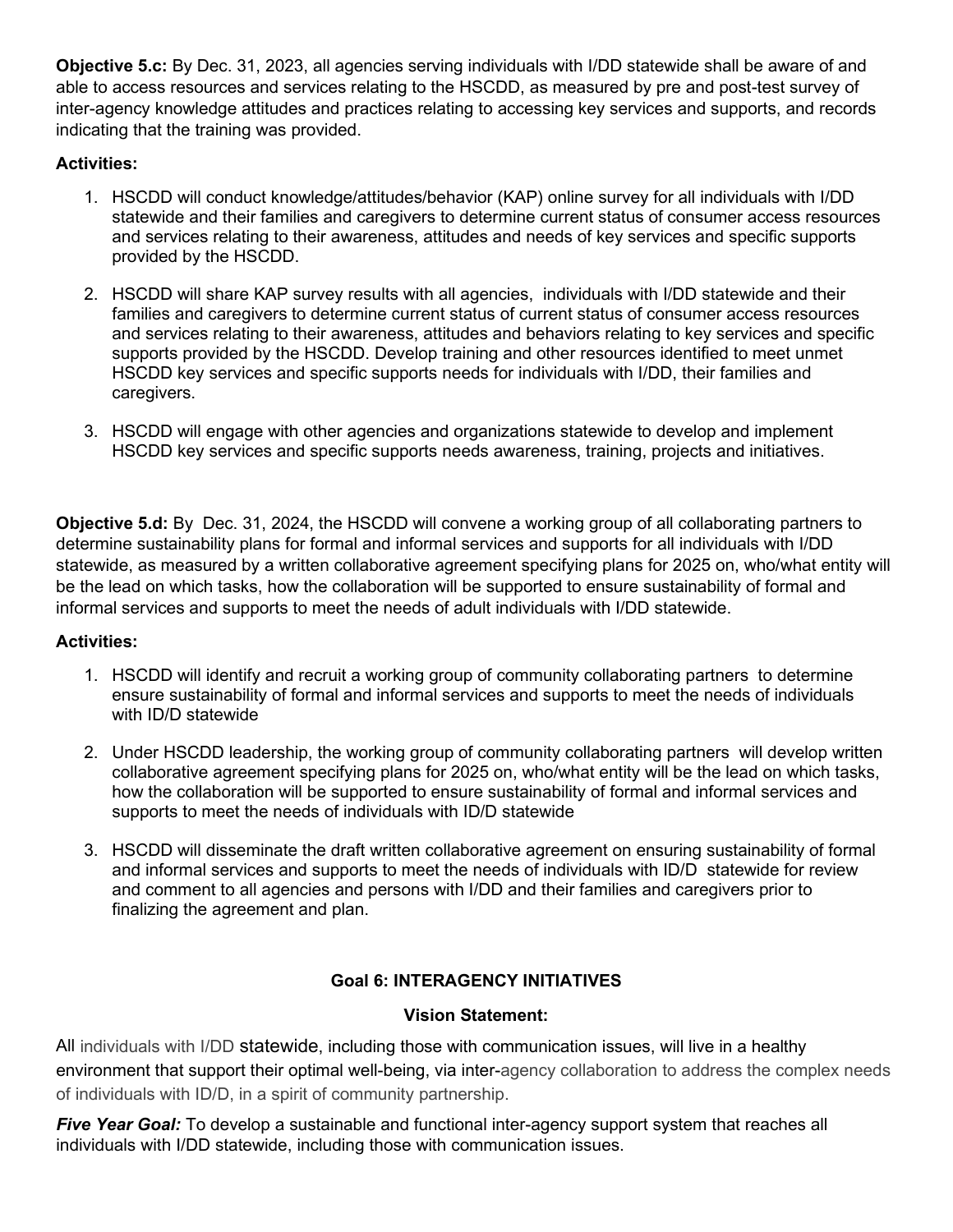**Objective 5.c:** By Dec. 31, 2023, all agencies serving individuals with I/DD statewide shall be aware of and able to access resources and services relating to the HSCDD, as measured by pre and post-test survey of inter-agency knowledge attitudes and practices relating to accessing key services and supports, and records indicating that the training was provided.

**Activities:**

1. HSCDD will conduct knowledge/attitudes/behavior (KAP) online survey for all individuals with I/DD statewide and their families and caregivers to determine current status of consumer access resources and services relating to their awareness, attitudes and needs of key services and specific supports provided by the HSCDD.
2. HSCDD will share KAP survey results with all agencies, individuals with I/DD statewide and their families and caregivers to determine current status of current status of consumer access resources and services relating to their awareness, attitudes and behaviors relating to key services and specific supports provided by the HSCDD. Develop training and other resources identified to meet unmet HSCDD key services and specific supports needs for individuals with I/DD, their families and caregivers.
3. HSCDD will engage with other agencies and organizations statewide to develop and implement HSCDD key services and specific supports needs awareness, training, projects and initiatives.

**Objective 5.d:** By Dec. 31, 2024, the HSCDD will convene a working group of all collaborating partners to determine sustainability plans for formal and informal services and supports for all individuals with I/DD statewide, as measured by a written collaborative agreement specifying plans for 2025 on, who/what entity will be the lead on which tasks, how the collaboration will be supported to ensure sustainability of formal and informal services and supports to meet the needs of adult individuals with I/DD statewide.

**Activities:**

1. HSCDD will identify and recruit a working group of community collaborating partners to determine ensure sustainability of formal and informal services and supports to meet the needs of individuals with ID/D statewide
2. Under HSCDD leadership, the working group of community collaborating partners will develop written collaborative agreement specifying plans for 2025 on, who/what entity will be the lead on which tasks, how the collaboration will be supported to ensure sustainability of formal and informal services and supports to meet the needs of individuals with ID/D statewide
3. HSCDD will disseminate the draft written collaborative agreement on ensuring sustainability of formal and informal services and supports to meet the needs of individuals with ID/D statewide for review and comment to all agencies and persons with I/DD and their families and caregivers prior to finalizing the agreement and plan.

## Goal 6: INTERAGENCY INITIATIVES

### Vision Statement:

All individuals with I/DD statewide, including those with communication issues, will live in a healthy environment that support their optimal well-being, via inter-agency collaboration to address the complex needs of individuals with ID/D, in a spirit of community partnership.

***Five Year Goal:*** To develop a sustainable and functional inter-agency support system that reaches all individuals with I/DD statewide, including those with communication issues.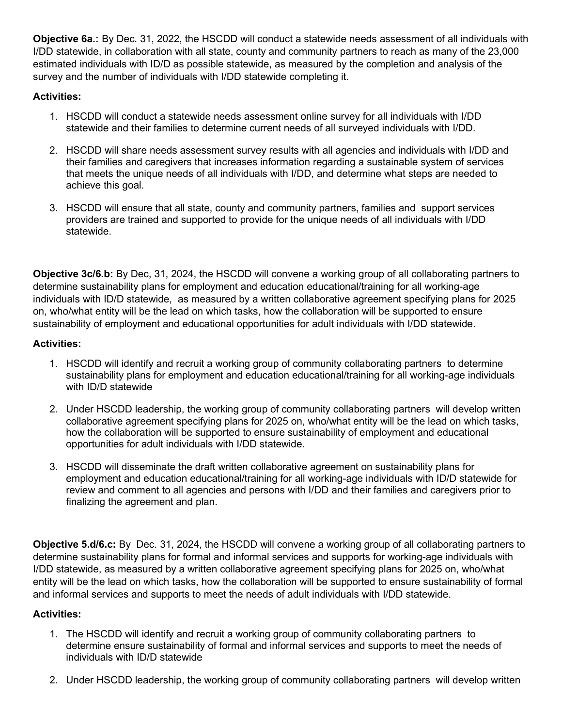**Objective 6a.:** By Dec. 31, 2022, the HSCDD will conduct a statewide needs assessment of all individuals with I/DD statewide, in collaboration with all state, county and community partners to reach as many of the 23,000 estimated individuals with ID/D as possible statewide, as measured by the completion and analysis of the survey and the number of individuals with I/DD statewide completing it.

**Activities:**

1. HSCDD will conduct a statewide needs assessment online survey for all individuals with I/DD statewide and their families to determine current needs of all surveyed individuals with I/DD.

2. HSCDD will share needs assessment survey results with all agencies and individuals with I/DD and their families and caregivers that increases information regarding a sustainable system of services that meets the unique needs of all individuals with I/DD, and determine what steps are needed to achieve this goal.

3. HSCDD will ensure that all state, county and community partners, families and support services providers are trained and supported to provide for the unique needs of all individuals with I/DD statewide.

**Objective 3c/6.b:** By Dec, 31, 2024, the HSCDD will convene a working group of all collaborating partners to determine sustainability plans for employment and education educational/training for all working-age individuals with ID/D statewide, as measured by a written collaborative agreement specifying plans for 2025 on, who/what entity will be the lead on which tasks, how the collaboration will be supported to ensure sustainability of employment and educational opportunities for adult individuals with I/DD statewide.

**Activities:**

1. HSCDD will identify and recruit a working group of community collaborating partners to determine sustainability plans for employment and education educational/training for all working-age individuals with ID/D statewide

2. Under HSCDD leadership, the working group of community collaborating partners will develop written collaborative agreement specifying plans for 2025 on, who/what entity will be the lead on which tasks, how the collaboration will be supported to ensure sustainability of employment and educational opportunities for adult individuals with I/DD statewide.

3. HSCDD will disseminate the draft written collaborative agreement on sustainability plans for employment and education educational/training for all working-age individuals with ID/D statewide for review and comment to all agencies and persons with I/DD and their families and caregivers prior to finalizing the agreement and plan.

**Objective 5.d/6.c:** By Dec. 31, 2024, the HSCDD will convene a working group of all collaborating partners to determine sustainability plans for formal and informal services and supports for working-age individuals with I/DD statewide, as measured by a written collaborative agreement specifying plans for 2025 on, who/what entity will be the lead on which tasks, how the collaboration will be supported to ensure sustainability of formal and informal services and supports to meet the needs of adult individuals with I/DD statewide.

**Activities:**

1. The HSCDD will identify and recruit a working group of community collaborating partners to determine ensure sustainability of formal and informal services and supports to meet the needs of individuals with ID/D statewide

2. Under HSCDD leadership, the working group of community collaborating partners will develop written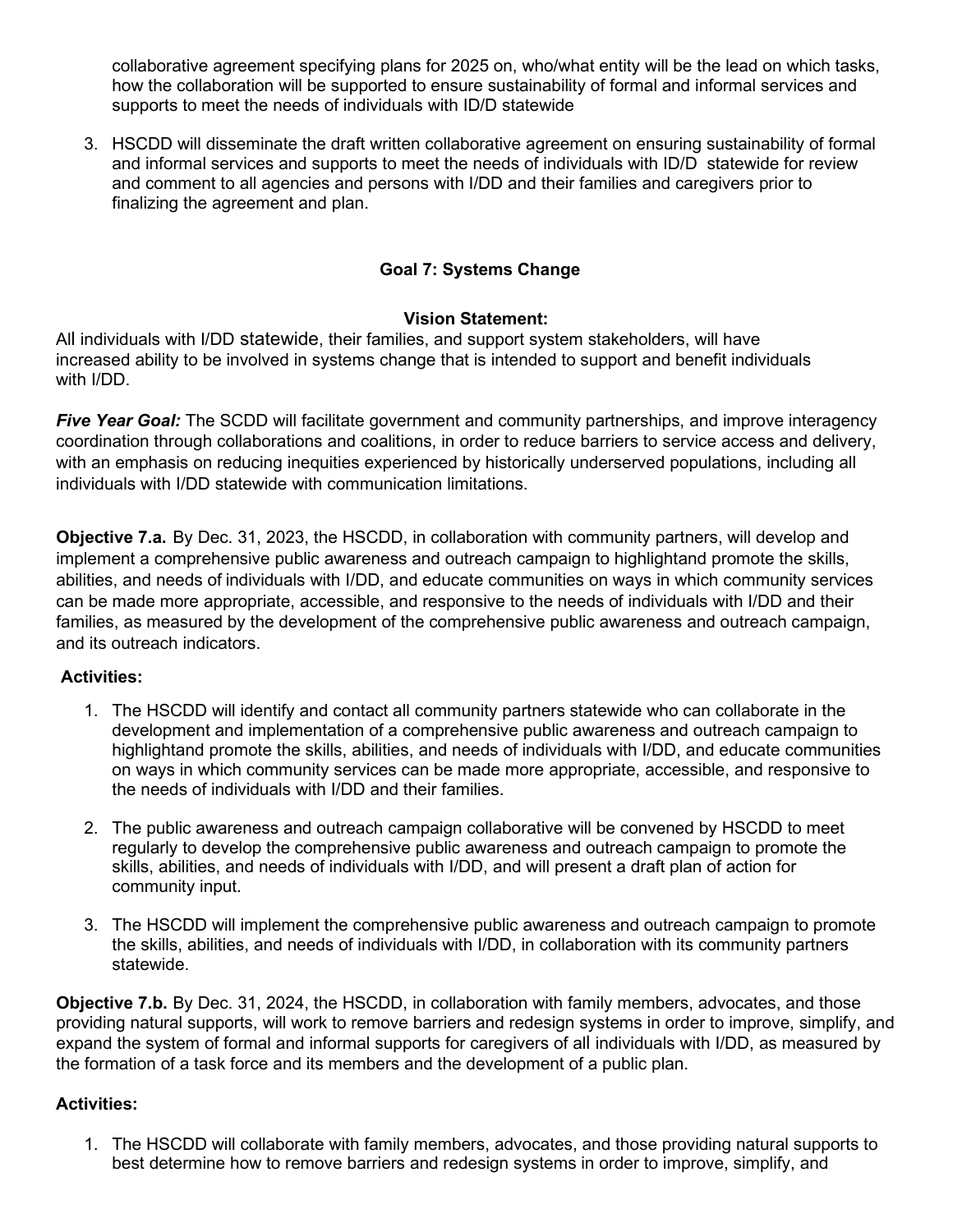collaborative agreement specifying plans for 2025 on, who/what entity will be the lead on which tasks, how the collaboration will be supported to ensure sustainability of formal and informal services and supports to meet the needs of individuals with ID/D statewide

3. HSCDD will disseminate the draft written collaborative agreement on ensuring sustainability of formal and informal services and supports to meet the needs of individuals with ID/D statewide for review and comment to all agencies and persons with I/DD and their families and caregivers prior to finalizing the agreement and plan.

## Goal 7: Systems Change

**Vision Statement:**

All individuals with I/DD statewide, their families, and support system stakeholders, will have increased ability to be involved in systems change that is intended to support and benefit individuals with I/DD.

***Five Year Goal:*** The SCDD will facilitate government and community partnerships, and improve interagency coordination through collaborations and coalitions, in order to reduce barriers to service access and delivery, with an emphasis on reducing inequities experienced by historically underserved populations, including all individuals with I/DD statewide with communication limitations.

**Objective 7.a.** By Dec. 31, 2023, the HSCDD, in collaboration with community partners, will develop and implement a comprehensive public awareness and outreach campaign to highlightand promote the skills, abilities, and needs of individuals with I/DD, and educate communities on ways in which community services can be made more appropriate, accessible, and responsive to the needs of individuals with I/DD and their families, as measured by the development of the comprehensive public awareness and outreach campaign, and its outreach indicators.

**Activities:**

1. The HSCDD will identify and contact all community partners statewide who can collaborate in the development and implementation of a comprehensive public awareness and outreach campaign to highlightand promote the skills, abilities, and needs of individuals with I/DD, and educate communities on ways in which community services can be made more appropriate, accessible, and responsive to the needs of individuals with I/DD and their families.

2. The public awareness and outreach campaign collaborative will be convened by HSCDD to meet regularly to develop the comprehensive public awareness and outreach campaign to promote the skills, abilities, and needs of individuals with I/DD, and will present a draft plan of action for community input.

3. The HSCDD will implement the comprehensive public awareness and outreach campaign to promote the skills, abilities, and needs of individuals with I/DD, in collaboration with its community partners statewide.

**Objective 7.b.** By Dec. 31, 2024, the HSCDD, in collaboration with family members, advocates, and those providing natural supports, will work to remove barriers and redesign systems in order to improve, simplify, and expand the system of formal and informal supports for caregivers of all individuals with I/DD, as measured by the formation of a task force and its members and the development of a public plan.

**Activities:**

1. The HSCDD will collaborate with family members, advocates, and those providing natural supports to best determine how to remove barriers and redesign systems in order to improve, simplify, and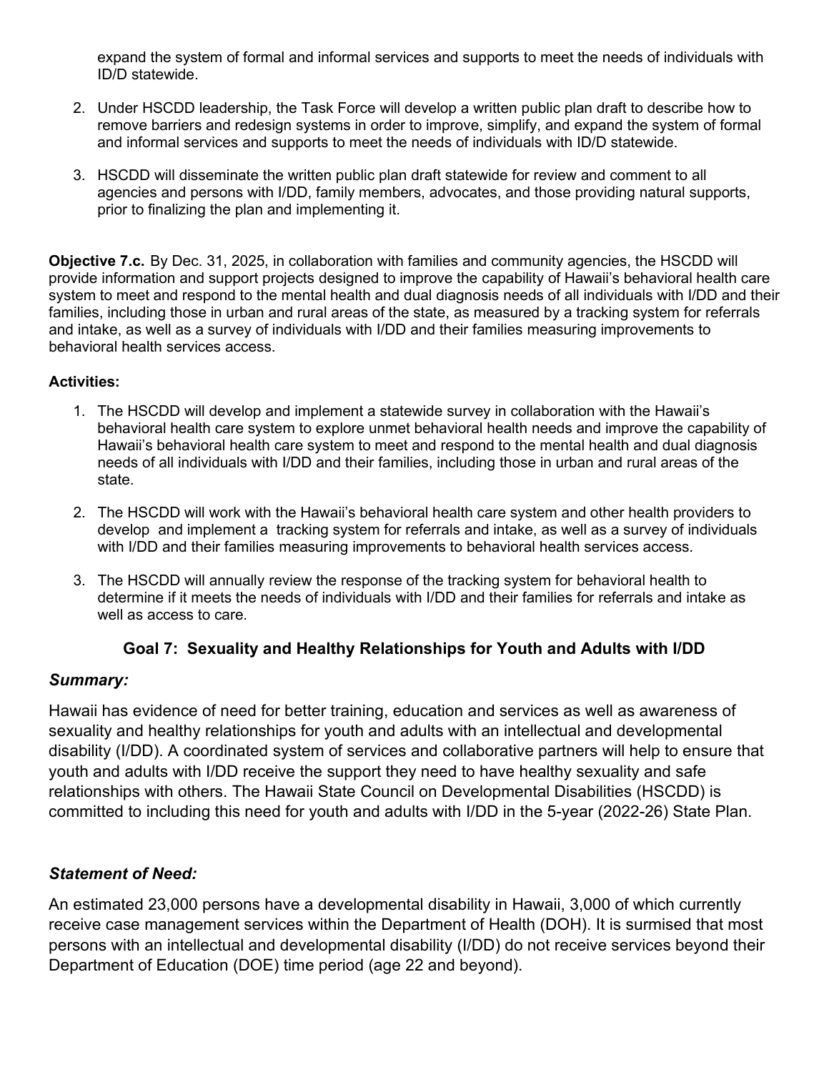expand the system of formal and informal services and supports to meet the needs of individuals with ID/D statewide.

2. Under HSCDD leadership, the Task Force will develop a written public plan draft to describe how to remove barriers and redesign systems in order to improve, simplify, and expand the system of formal and informal services and supports to meet the needs of individuals with ID/D statewide.
3. HSCDD will disseminate the written public plan draft statewide for review and comment to all agencies and persons with I/DD, family members, advocates, and those providing natural supports, prior to finalizing the plan and implementing it.

**Objective 7.c.** By Dec. 31, 2025, in collaboration with families and community agencies, the HSCDD will provide information and support projects designed to improve the capability of Hawaii's behavioral health care system to meet and respond to the mental health and dual diagnosis needs of all individuals with I/DD and their families, including those in urban and rural areas of the state, as measured by a tracking system for referrals and intake, as well as a survey of individuals with I/DD and their families measuring improvements to behavioral health services access.

**Activities:**

1. The HSCDD will develop and implement a statewide survey in collaboration with the Hawaii's behavioral health care system to explore unmet behavioral health needs and improve the capability of Hawaii's behavioral health care system to meet and respond to the mental health and dual diagnosis needs of all individuals with I/DD and their families, including those in urban and rural areas of the state.
2. The HSCDD will work with the Hawaii's behavioral health care system and other health providers to develop and implement a tracking system for referrals and intake, as well as a survey of individuals with I/DD and their families measuring improvements to behavioral health services access.
3. The HSCDD will annually review the response of the tracking system for behavioral health to determine if it meets the needs of individuals with I/DD and their families for referrals and intake as well as access to care.

## Goal 7: Sexuality and Healthy Relationships for Youth and Adults with I/DD

### *Summary:*

Hawaii has evidence of need for better training, education and services as well as awareness of sexuality and healthy relationships for youth and adults with an intellectual and developmental disability (I/DD). A coordinated system of services and collaborative partners will help to ensure that youth and adults with I/DD receive the support they need to have healthy sexuality and safe relationships with others. The Hawaii State Council on Developmental Disabilities (HSCDD) is committed to including this need for youth and adults with I/DD in the 5-year (2022-26) State Plan.

### *Statement of Need:*

An estimated 23,000 persons have a developmental disability in Hawaii, 3,000 of which currently receive case management services within the Department of Health (DOH). It is surmised that most persons with an intellectual and developmental disability (I/DD) do not receive services beyond their Department of Education (DOE) time period (age 22 and beyond).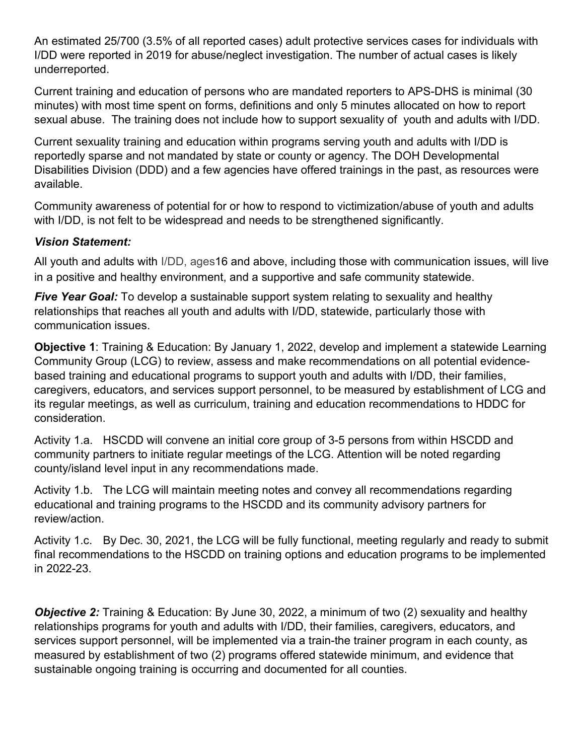An estimated 25/700 (3.5% of all reported cases) adult protective services cases for individuals with I/DD were reported in 2019 for abuse/neglect investigation. The number of actual cases is likely underreported.

Current training and education of persons who are mandated reporters to APS-DHS is minimal (30 minutes) with most time spent on forms, definitions and only 5 minutes allocated on how to report sexual abuse. The training does not include how to support sexuality of youth and adults with I/DD.

Current sexuality training and education within programs serving youth and adults with I/DD is reportedly sparse and not mandated by state or county or agency. The DOH Developmental Disabilities Division (DDD) and a few agencies have offered trainings in the past, as resources were available.

Community awareness of potential for or how to respond to victimization/abuse of youth and adults with I/DD, is not felt to be widespread and needs to be strengthened significantly.

***Vision Statement:***

All youth and adults with I/DD, ages16 and above, including those with communication issues, will live in a positive and healthy environment, and a supportive and safe community statewide.

***Five Year Goal:*** To develop a sustainable support system relating to sexuality and healthy relationships that reaches all youth and adults with I/DD, statewide, particularly those with communication issues.

**Objective 1**: Training & Education: By January 1, 2022, develop and implement a statewide Learning Community Group (LCG) to review, assess and make recommendations on all potential evidence-based training and educational programs to support youth and adults with I/DD, their families, caregivers, educators, and services support personnel, to be measured by establishment of LCG and its regular meetings, as well as curriculum, training and education recommendations to HDDC for consideration.

Activity 1.a. HSCDD will convene an initial core group of 3-5 persons from within HSCDD and community partners to initiate regular meetings of the LCG. Attention will be noted regarding county/island level input in any recommendations made.

Activity 1.b. The LCG will maintain meeting notes and convey all recommendations regarding educational and training programs to the HSCDD and its community advisory partners for review/action.

Activity 1.c. By Dec. 30, 2021, the LCG will be fully functional, meeting regularly and ready to submit final recommendations to the HSCDD on training options and education programs to be implemented in 2022-23.

***Objective 2:*** Training & Education: By June 30, 2022, a minimum of two (2) sexuality and healthy relationships programs for youth and adults with I/DD, their families, caregivers, educators, and services support personnel, will be implemented via a train-the trainer program in each county, as measured by establishment of two (2) programs offered statewide minimum, and evidence that sustainable ongoing training is occurring and documented for all counties.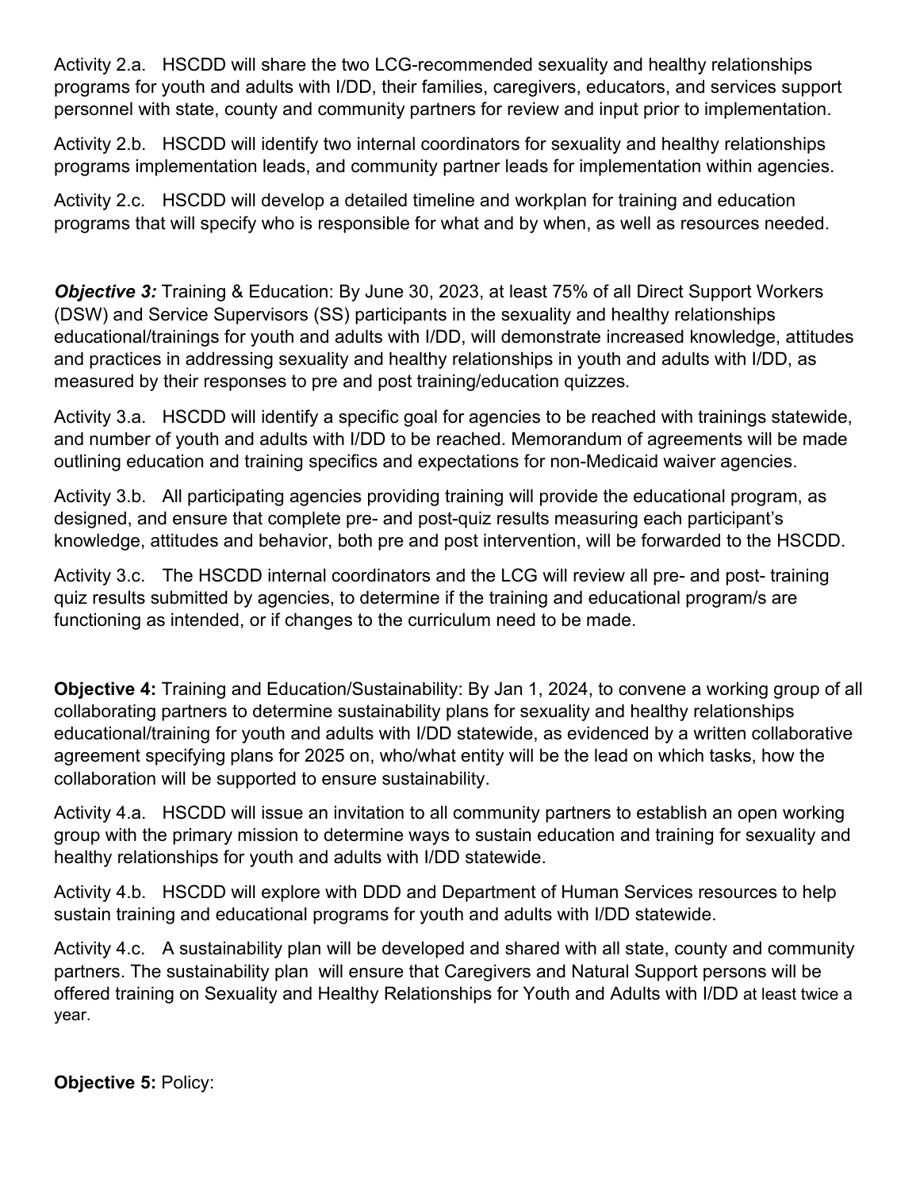Activity 2.a. HSCDD will share the two LCG-recommended sexuality and healthy relationships programs for youth and adults with I/DD, their families, caregivers, educators, and services support personnel with state, county and community partners for review and input prior to implementation.

Activity 2.b. HSCDD will identify two internal coordinators for sexuality and healthy relationships programs implementation leads, and community partner leads for implementation within agencies.

Activity 2.c. HSCDD will develop a detailed timeline and workplan for training and education programs that will specify who is responsible for what and by when, as well as resources needed.

***Objective 3:*** Training & Education: By June 30, 2023, at least 75% of all Direct Support Workers (DSW) and Service Supervisors (SS) participants in the sexuality and healthy relationships educational/trainings for youth and adults with I/DD, will demonstrate increased knowledge, attitudes and practices in addressing sexuality and healthy relationships in youth and adults with I/DD, as measured by their responses to pre and post training/education quizzes.

Activity 3.a. HSCDD will identify a specific goal for agencies to be reached with trainings statewide, and number of youth and adults with I/DD to be reached. Memorandum of agreements will be made outlining education and training specifics and expectations for non-Medicaid waiver agencies.

Activity 3.b. All participating agencies providing training will provide the educational program, as designed, and ensure that complete pre- and post-quiz results measuring each participant's knowledge, attitudes and behavior, both pre and post intervention, will be forwarded to the HSCDD.

Activity 3.c. The HSCDD internal coordinators and the LCG will review all pre- and post- training quiz results submitted by agencies, to determine if the training and educational program/s are functioning as intended, or if changes to the curriculum need to be made.

**Objective 4:** Training and Education/Sustainability: By Jan 1, 2024, to convene a working group of all collaborating partners to determine sustainability plans for sexuality and healthy relationships educational/training for youth and adults with I/DD statewide, as evidenced by a written collaborative agreement specifying plans for 2025 on, who/what entity will be the lead on which tasks, how the collaboration will be supported to ensure sustainability.

Activity 4.a. HSCDD will issue an invitation to all community partners to establish an open working group with the primary mission to determine ways to sustain education and training for sexuality and healthy relationships for youth and adults with I/DD statewide.

Activity 4.b. HSCDD will explore with DDD and Department of Human Services resources to help sustain training and educational programs for youth and adults with I/DD statewide.

Activity 4.c. A sustainability plan will be developed and shared with all state, county and community partners. The sustainability plan will ensure that Caregivers and Natural Support persons will be offered training on Sexuality and Healthy Relationships for Youth and Adults with I/DD at least twice a year.

**Objective 5:** Policy: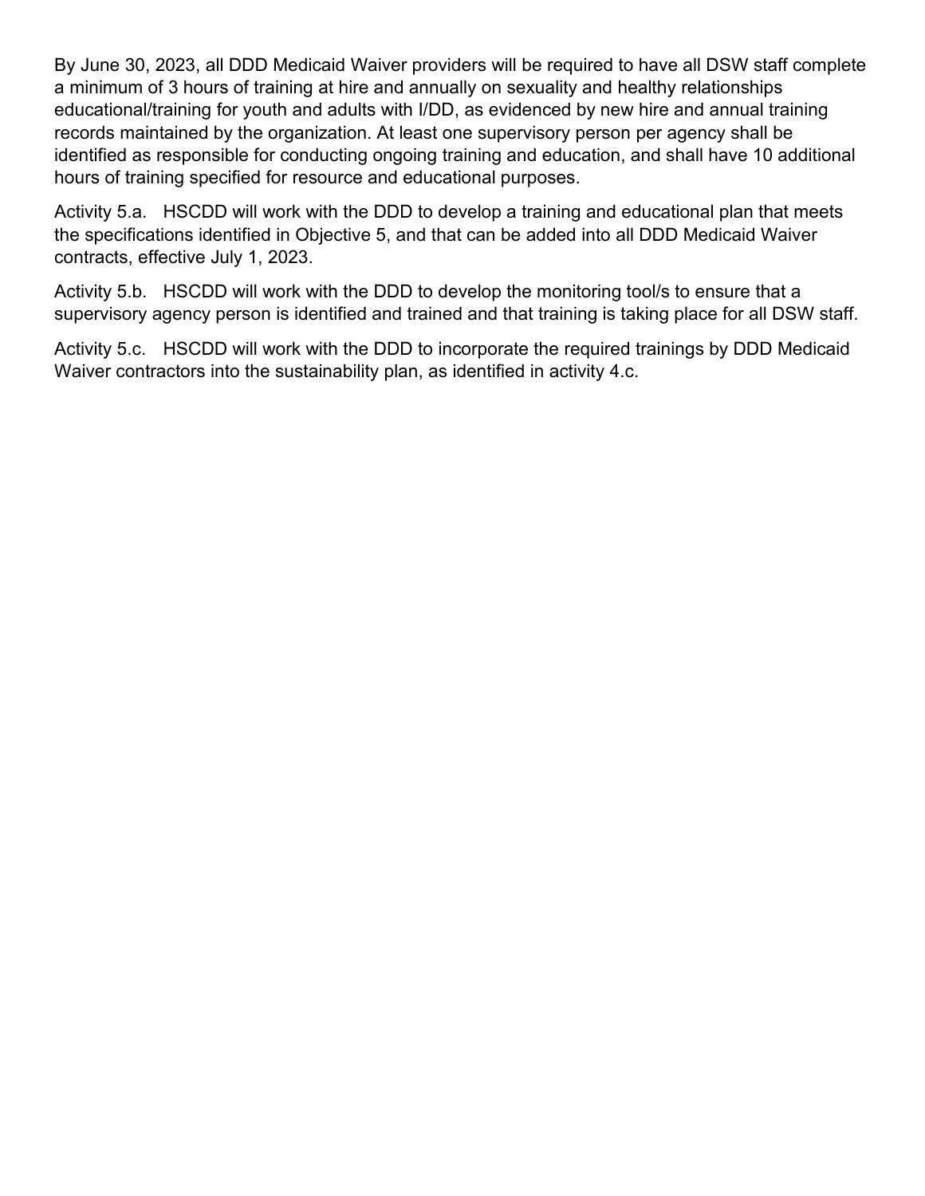By June 30, 2023, all DDD Medicaid Waiver providers will be required to have all DSW staff complete a minimum of 3 hours of training at hire and annually on sexuality and healthy relationships educational/training for youth and adults with I/DD, as evidenced by new hire and annual training records maintained by the organization. At least one supervisory person per agency shall be identified as responsible for conducting ongoing training and education, and shall have 10 additional hours of training specified for resource and educational purposes.

Activity 5.a. HSCDD will work with the DDD to develop a training and educational plan that meets the specifications identified in Objective 5, and that can be added into all DDD Medicaid Waiver contracts, effective July 1, 2023.

Activity 5.b. HSCDD will work with the DDD to develop the monitoring tool/s to ensure that a supervisory agency person is identified and trained and that training is taking place for all DSW staff.

Activity 5.c. HSCDD will work with the DDD to incorporate the required trainings by DDD Medicaid Waiver contractors into the sustainability plan, as identified in activity 4.c.